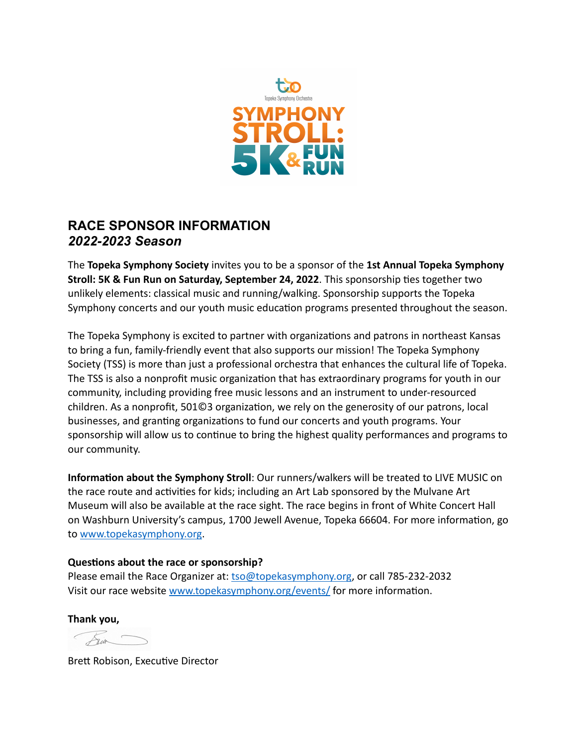## RACE SPONSOR INFORMATION
### *2022-2023 Season*

The **Topeka Symphony Society** invites you to be a sponsor of the **1st Annual Topeka Symphony Stroll: 5K & Fun Run on Saturday, September 24, 2022**. This sponsorship ties together two unlikely elements: classical music and running/walking. Sponsorship supports the Topeka Symphony concerts and our youth music education programs presented throughout the season.

The Topeka Symphony is excited to partner with organizations and patrons in northeast Kansas to bring a fun, family-friendly event that also supports our mission! The Topeka Symphony Society (TSS) is more than just a professional orchestra that enhances the cultural life of Topeka. The TSS is also a nonprofit music organization that has extraordinary programs for youth in our community, including providing free music lessons and an instrument to under-resourced children. As a nonprofit, 501©3 organization, we rely on the generosity of our patrons, local businesses, and granting organizations to fund our concerts and youth programs. Your sponsorship will allow us to continue to bring the highest quality performances and programs to our community.

**Information about the Symphony Stroll**: Our runners/walkers will be treated to LIVE MUSIC on the race route and activities for kids; including an Art Lab sponsored by the Mulvane Art Museum will also be available at the race sight. The race begins in front of White Concert Hall on Washburn University's campus, 1700 Jewell Avenue, Topeka 66604. For more information, go to www.topekasymphony.org.

**Questions about the race or sponsorship?**
Please email the Race Organizer at: tso@topekasymphony.org, or call 785-232-2032
Visit our race website www.topekasymphony.org/events/ for more information.

**Thank you,**

Brett Robison, Executive Director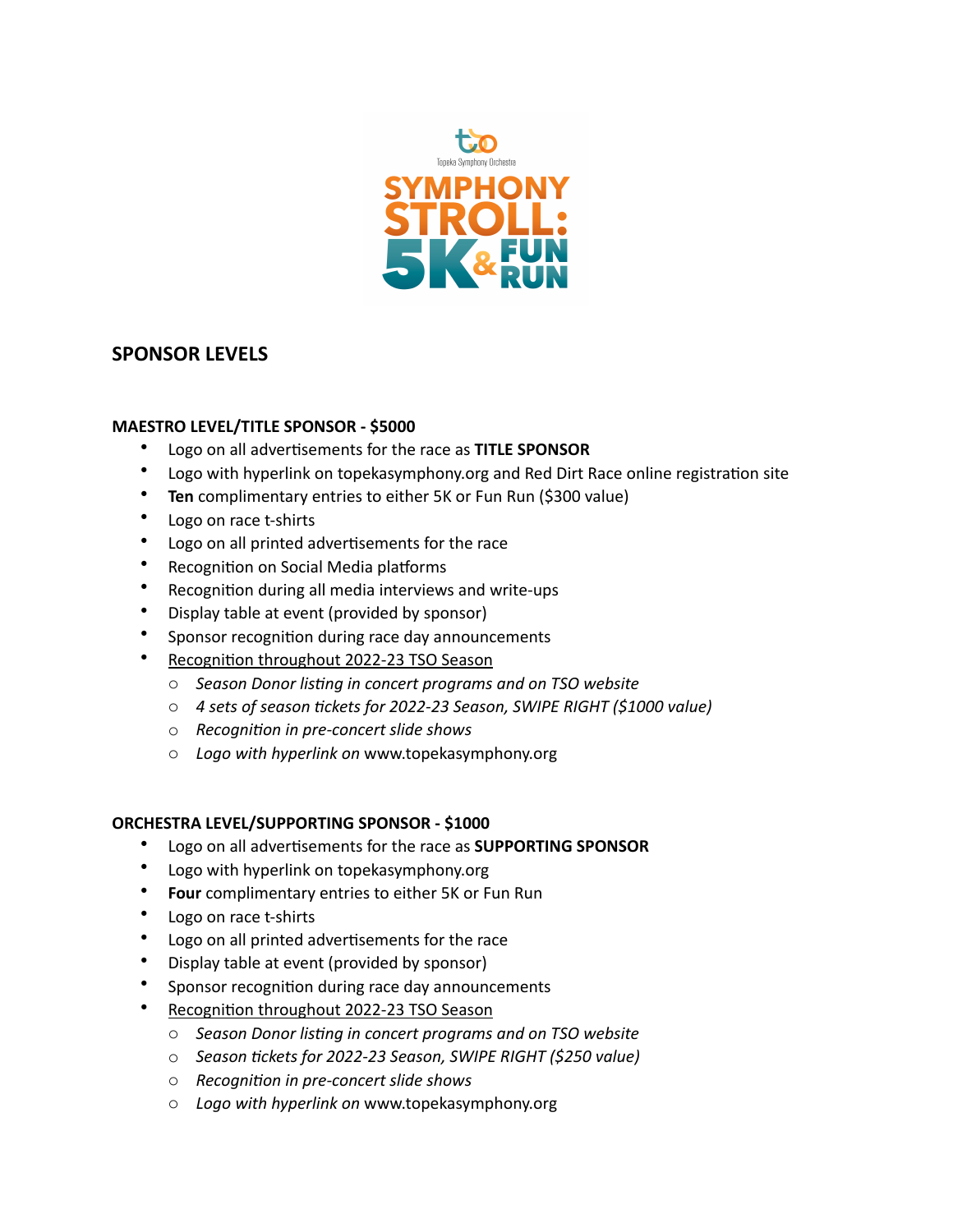## SPONSOR LEVELS

### MAESTRO LEVEL/TITLE SPONSOR - $5000

- Logo on all advertisements for the race as **TITLE SPONSOR**
- Logo with hyperlink on topekasymphony.org and Red Dirt Race online registration site
- **Ten** complimentary entries to either 5K or Fun Run ($300 value)
- Logo on race t-shirts
- Logo on all printed advertisements for the race
- Recognition on Social Media platforms
- Recognition during all media interviews and write-ups
- Display table at event (provided by sponsor)
- Sponsor recognition during race day announcements
- Recognition throughout 2022-23 TSO Season
  - *Season Donor listing in concert programs and on TSO website*
  - *4 sets of season tickets for 2022-23 Season, SWIPE RIGHT ($1000 value)*
  - *Recognition in pre-concert slide shows*
  - *Logo with hyperlink on* www.topekasymphony.org

### ORCHESTRA LEVEL/SUPPORTING SPONSOR - $1000

- Logo on all advertisements for the race as **SUPPORTING SPONSOR**
- Logo with hyperlink on topekasymphony.org
- **Four** complimentary entries to either 5K or Fun Run
- Logo on race t-shirts
- Logo on all printed advertisements for the race
- Display table at event (provided by sponsor)
- Sponsor recognition during race day announcements
- Recognition throughout 2022-23 TSO Season
  - *Season Donor listing in concert programs and on TSO website*
  - *Season tickets for 2022-23 Season, SWIPE RIGHT ($250 value)*
  - *Recognition in pre-concert slide shows*
  - *Logo with hyperlink on* www.topekasymphony.org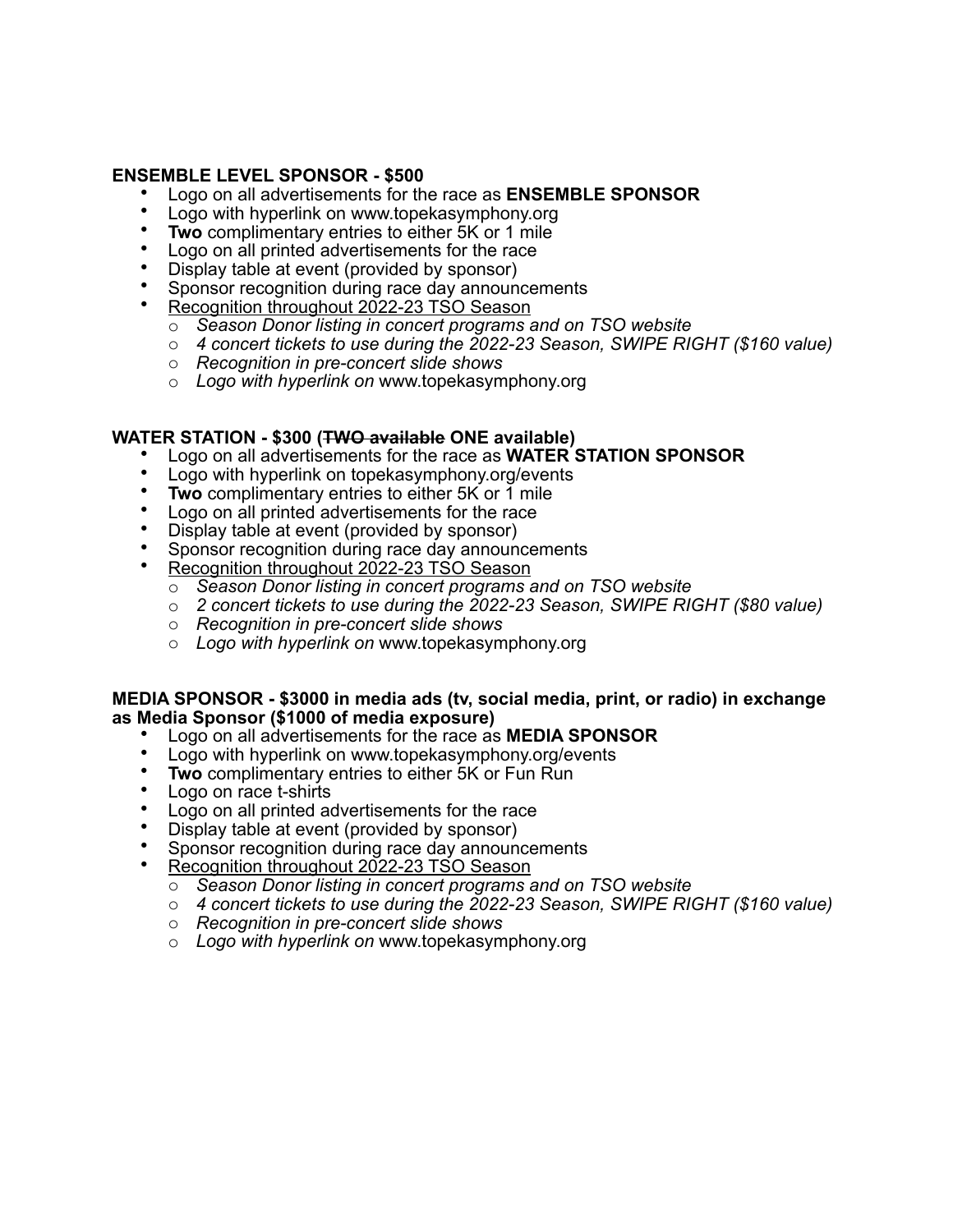**ENSEMBLE LEVEL SPONSOR - $500**

- Logo on all advertisements for the race as **ENSEMBLE SPONSOR**
- Logo with hyperlink on www.topekasymphony.org
- **Two** complimentary entries to either 5K or 1 mile
- Logo on all printed advertisements for the race
- Display table at event (provided by sponsor)
- Sponsor recognition during race day announcements
- Recognition throughout 2022-23 TSO Season
  - *Season Donor listing in concert programs and on TSO website*
  - *4 concert tickets to use during the 2022-23 Season, SWIPE RIGHT ($160 value)*
  - *Recognition in pre-concert slide shows*
  - *Logo with hyperlink on* www.topekasymphony.org

**WATER STATION - $300 (~~TWO available~~ ONE available)**

- Logo on all advertisements for the race as **WATER STATION SPONSOR**
- Logo with hyperlink on topekasymphony.org/events
- **Two** complimentary entries to either 5K or 1 mile
- Logo on all printed advertisements for the race
- Display table at event (provided by sponsor)
- Sponsor recognition during race day announcements
- Recognition throughout 2022-23 TSO Season
  - *Season Donor listing in concert programs and on TSO website*
  - *2 concert tickets to use during the 2022-23 Season, SWIPE RIGHT ($80 value)*
  - *Recognition in pre-concert slide shows*
  - *Logo with hyperlink on* www.topekasymphony.org

**MEDIA SPONSOR - $3000 in media ads (tv, social media, print, or radio) in exchange as Media Sponsor ($1000 of media exposure)**

- Logo on all advertisements for the race as **MEDIA SPONSOR**
- Logo with hyperlink on www.topekasymphony.org/events
- **Two** complimentary entries to either 5K or Fun Run
- Logo on race t-shirts
- Logo on all printed advertisements for the race
- Display table at event (provided by sponsor)
- Sponsor recognition during race day announcements
- Recognition throughout 2022-23 TSO Season
  - *Season Donor listing in concert programs and on TSO website*
  - *4 concert tickets to use during the 2022-23 Season, SWIPE RIGHT ($160 value)*
  - *Recognition in pre-concert slide shows*
  - *Logo with hyperlink on* www.topekasymphony.org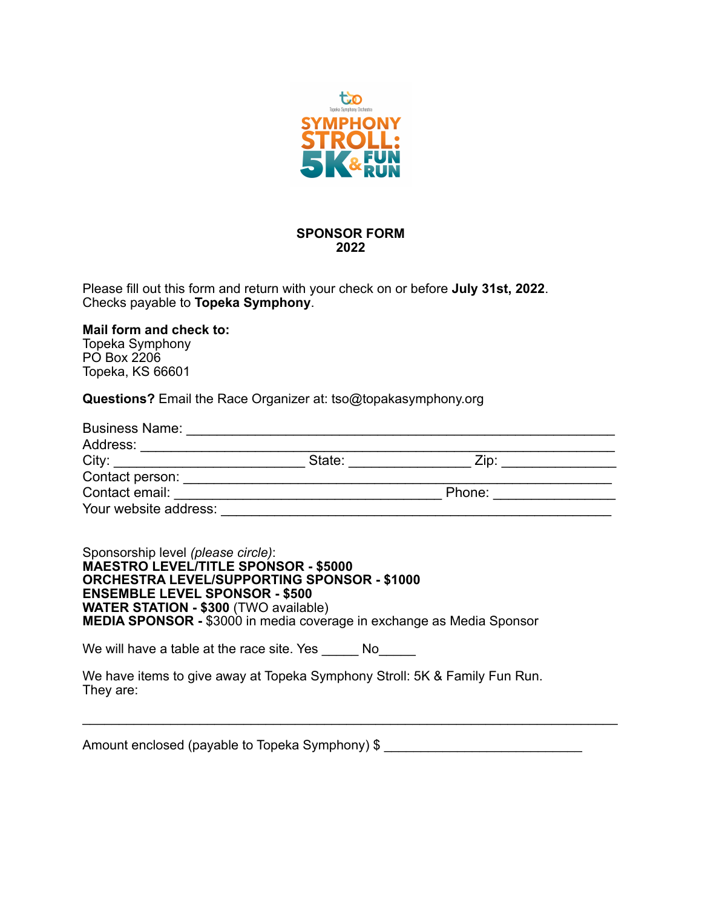Topeka Symphony Orchestra

SYMPHONY STROLL: 5K & FUN RUN

**SPONSOR FORM**
**2022**

Please fill out this form and return with your check on or before **July 31st, 2022**.
Checks payable to **Topeka Symphony**.

**Mail form and check to:**
Topeka Symphony
PO Box 2206
Topeka, KS 66601

**Questions?** Email the Race Organizer at: tso@topakasymphony.org

Business Name: ________________________________________________
Address: ______________________________________________________
City: ______________________ State: ______________ Zip: ______________
Contact person: _________________________________________________
Contact email: ______________________________ Phone: ______________
Your website address: ____________________________________________

Sponsorship level *(please circle)*:
**MAESTRO LEVEL/TITLE SPONSOR - $5000**
**ORCHESTRA LEVEL/SUPPORTING SPONSOR - $1000**
**ENSEMBLE LEVEL SPONSOR - $500**
**WATER STATION - $300** (TWO available)
**MEDIA SPONSOR -** $3000 in media coverage in exchange as Media Sponsor

We will have a table at the race site. Yes _____ No_____

We have items to give away at Topeka Symphony Stroll: 5K & Family Fun Run.
They are:

______________________________________________________________

Amount enclosed (payable to Topeka Symphony) $ _______________________